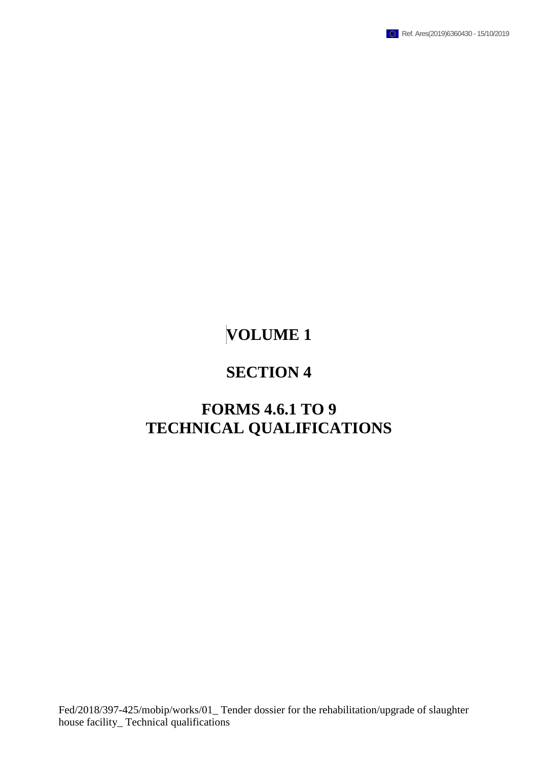Ref. Ares(2019)6360430 - 15/10/2019

# VOLUME 1

# SECTION 4

# FORMS 4.6.1 TO 9
# TECHNICAL QUALIFICATIONS

Fed/2018/397-425/mobip/works/01_ Tender dossier for the rehabilitation/upgrade of slaughter house facility_ Technical qualifications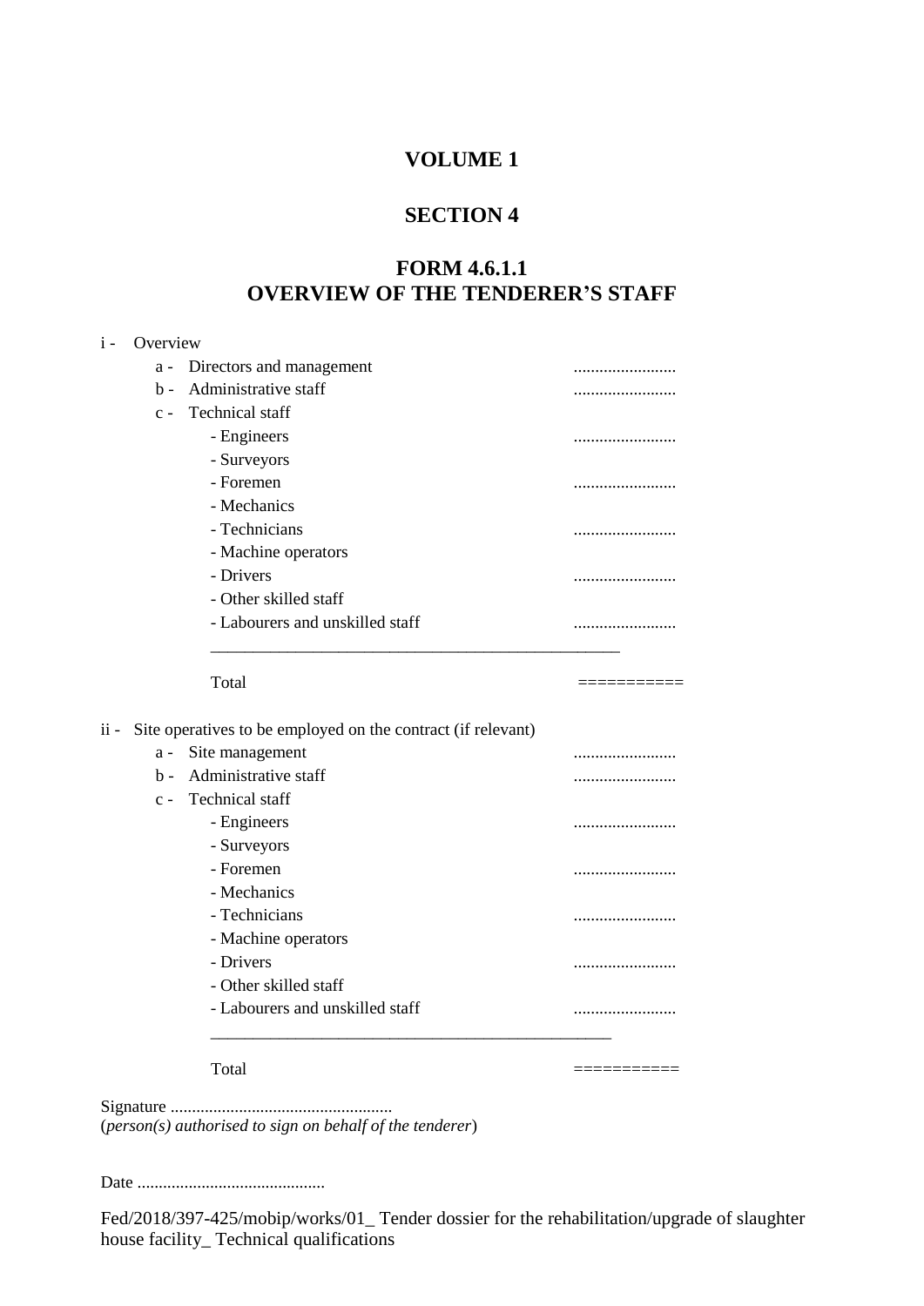# VOLUME 1

## SECTION 4

## FORM 4.6.1.1
## OVERVIEW OF THE TENDERER'S STAFF

i - Overview

- a - Directors and management ........................
- b - Administrative staff ........................
- c - Technical staff
  - - Engineers ........................
  - - Surveyors
  - - Foremen ........................
  - - Mechanics
  - - Technicians ........................
  - - Machine operators
  - - Drivers ........................
  - - Other skilled staff
  - - Labourers and unskilled staff ........................

_______________________________________________

Total ===========

ii - Site operatives to be employed on the contract (if relevant)

- a - Site management ........................
- b - Administrative staff ........................
- c - Technical staff
  - - Engineers ........................
  - - Surveyors
  - - Foremen ........................
  - - Mechanics
  - - Technicians ........................
  - - Machine operators
  - - Drivers ........................
  - - Other skilled staff
  - - Labourers and unskilled staff ........................

_______________________________________________

Total ===========

Signature ....................................................
(*person(s) authorised to sign on behalf of the tenderer*)

Date ............................................

Fed/2018/397-425/mobip/works/01_ Tender dossier for the rehabilitation/upgrade of slaughter house facility_ Technical qualifications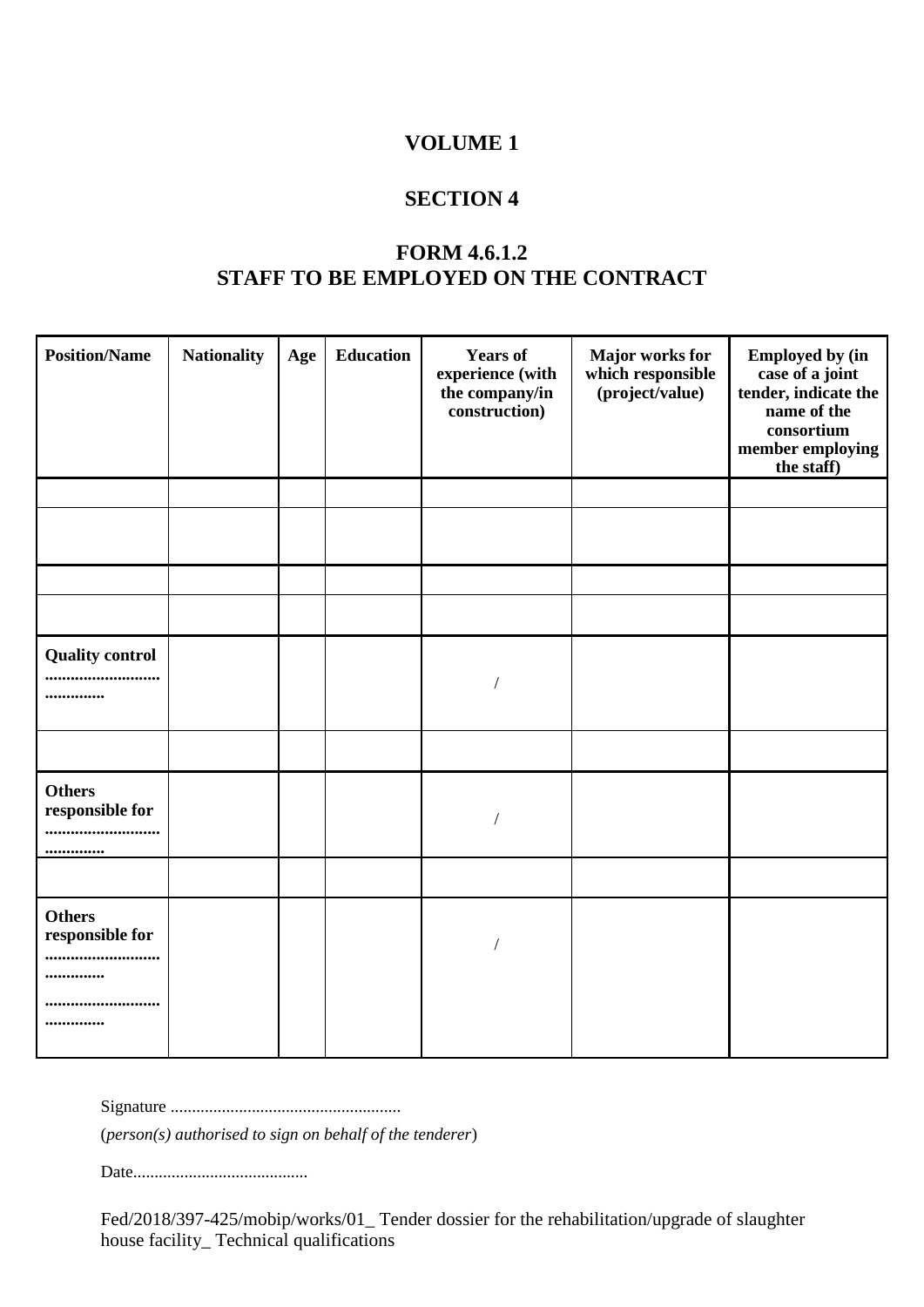# VOLUME 1

# SECTION 4

## FORM 4.6.1.2
## STAFF TO BE EMPLOYED ON THE CONTRACT

| **Position/Name** | **Nationality** | **Age** | **Education** | **Years of experience (with the company/in construction)** | **Major works for which responsible (project/value)** | **Employed by (in case of a joint tender, indicate the name of the consortium member employing the staff)** |
|---|---|---|---|---|---|---|
| | | | | | | |
| | | | | | | |
| | | | | | | |
| | | | | | | |
| **Quality control .......................................** | | | | / | | |
| | | | | | | |
| **Others responsible for .......................................** | | | | / | | |
| | | | | | | |
| **Others responsible for ....................................... .......................................** | | | | / | | |

Signature ......................................................

(*person(s) authorised to sign on behalf of the tenderer*)

Date.........................................

Fed/2018/397-425/mobip/works/01_ Tender dossier for the rehabilitation/upgrade of slaughter house facility_ Technical qualifications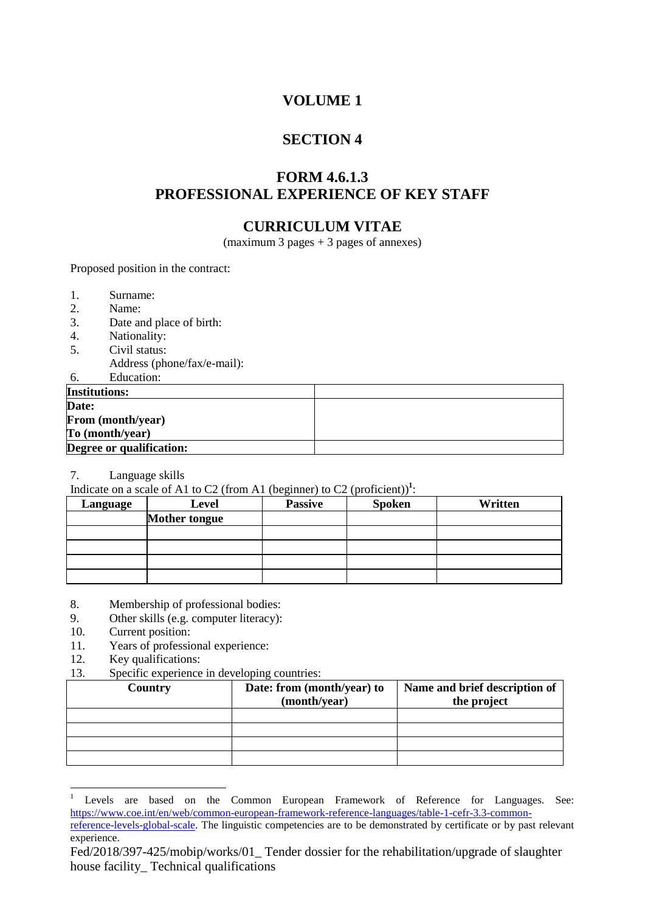# VOLUME 1

## SECTION 4

## FORM 4.6.1.3
## PROFESSIONAL EXPERIENCE OF KEY STAFF

## CURRICULUM VITAE

(maximum 3 pages + 3 pages of annexes)

Proposed position in the contract:

1. Surname:
2. Name:
3. Date and place of birth:
4. Nationality:
5. Civil status:
   Address (phone/fax/e-mail):
6. Education:

| **Institutions:** | |
|---|---|
| **Date:**<br>**From (month/year)**<br>**To (month/year)** | |
| **Degree or qualification:** | |

7. Language skills

Indicate on a scale of A1 to C2 (from A1 (beginner) to C2 (proficient))[1]:

| Language | Level | Passive | Spoken | Written |
|---|---|---|---|---|
| | **Mother tongue** | | | |
| | | | | |
| | | | | |
| | | | | |
| | | | | |

8. Membership of professional bodies:
9. Other skills (e.g. computer literacy):
10. Current position:
11. Years of professional experience:
12. Key qualifications:
13. Specific experience in developing countries:

| Country | Date: from (month/year) to (month/year) | Name and brief description of the project |
|---|---|---|
| | | |
| | | |
| | | |
| | | |

[1] Levels are based on the Common European Framework of Reference for Languages. See: https://www.coe.int/en/web/common-european-framework-reference-languages/table-1-cefr-3.3-common-reference-levels-global-scale. The linguistic competencies are to be demonstrated by certificate or by past relevant experience.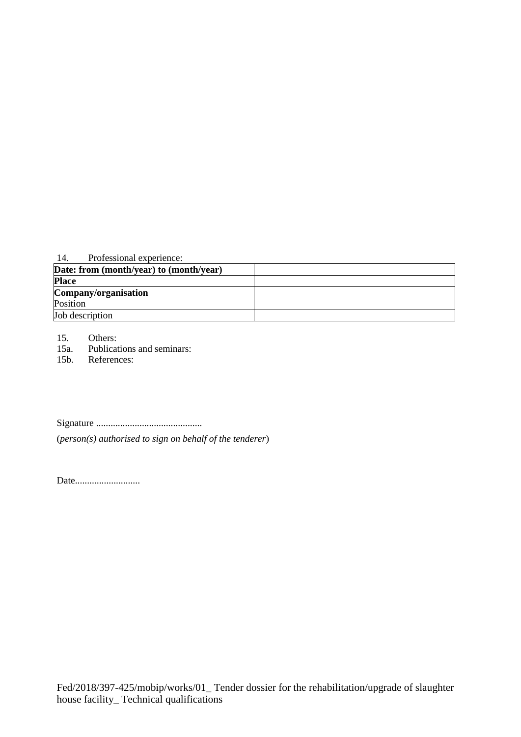14. Professional experience:

| **Date: from (month/year) to (month/year)** | |
|---|---|
| **Place** | |
| **Company/organisation** | |
| Position | |
| Job description | |

15. Others:
15a. Publications and seminars:
15b. References:

Signature ...........................................

(*person(s) authorised to sign on behalf of the tenderer*)

Date..........................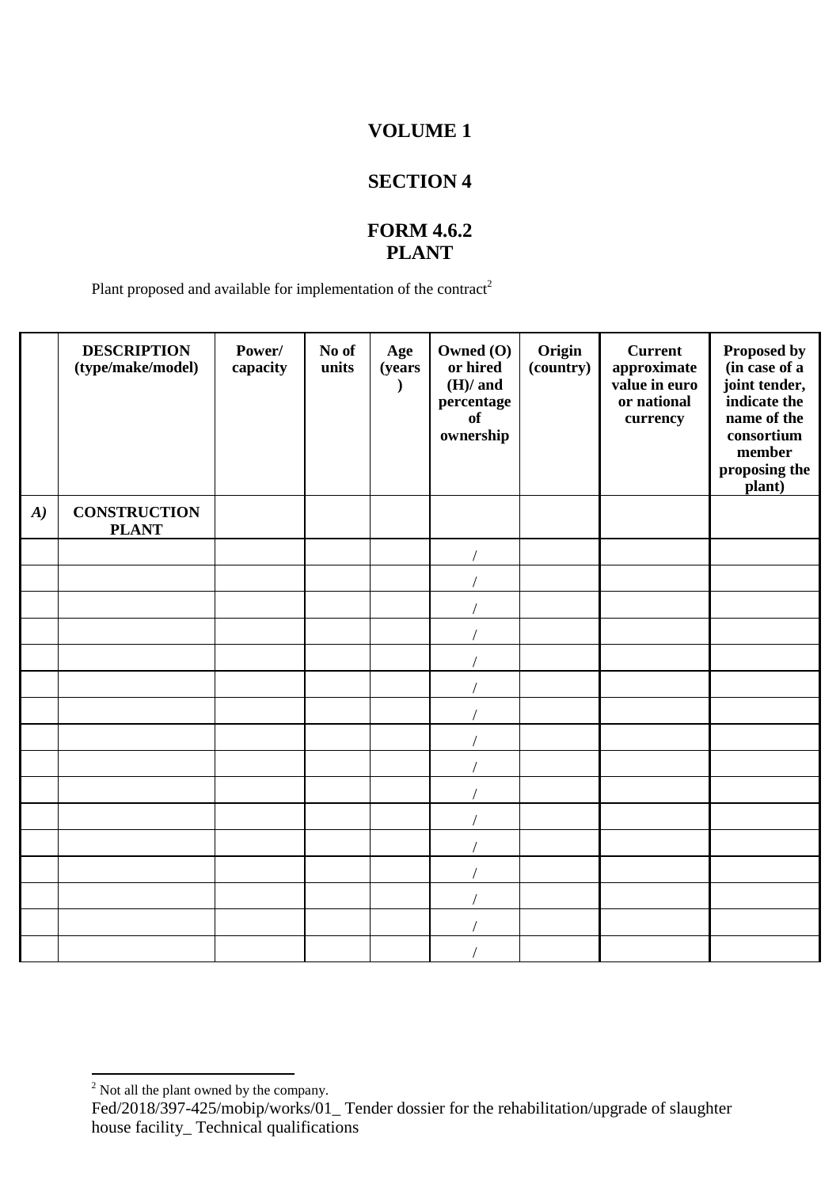# VOLUME 1

## SECTION 4

### FORM 4.6.2
### PLANT

Plant proposed and available for implementation of the contract[2]

| | DESCRIPTION (type/make/model) | Power/ capacity | No of units | Age (years) | Owned (O) or hired (H)/ and percentage of ownership | Origin (country) | Current approximate value in euro or national currency | Proposed by (in case of a joint tender, indicate the name of the consortium member proposing the plant) |
|---|---|---|---|---|---|---|---|---|
| *A)* | **CONSTRUCTION PLANT** | | | | | | | |
| | | | | | / | | | |
| | | | | | / | | | |
| | | | | | / | | | |
| | | | | | / | | | |
| | | | | | / | | | |
| | | | | | / | | | |
| | | | | | / | | | |
| | | | | | / | | | |
| | | | | | / | | | |
| | | | | | / | | | |
| | | | | | / | | | |
| | | | | | / | | | |
| | | | | | / | | | |
| | | | | | / | | | |
| | | | | | / | | | |
| | | | | | / | | | |

[2] Not all the plant owned by the company.

Fed/2018/397-425/mobip/works/01_ Tender dossier for the rehabilitation/upgrade of slaughter house facility_ Technical qualifications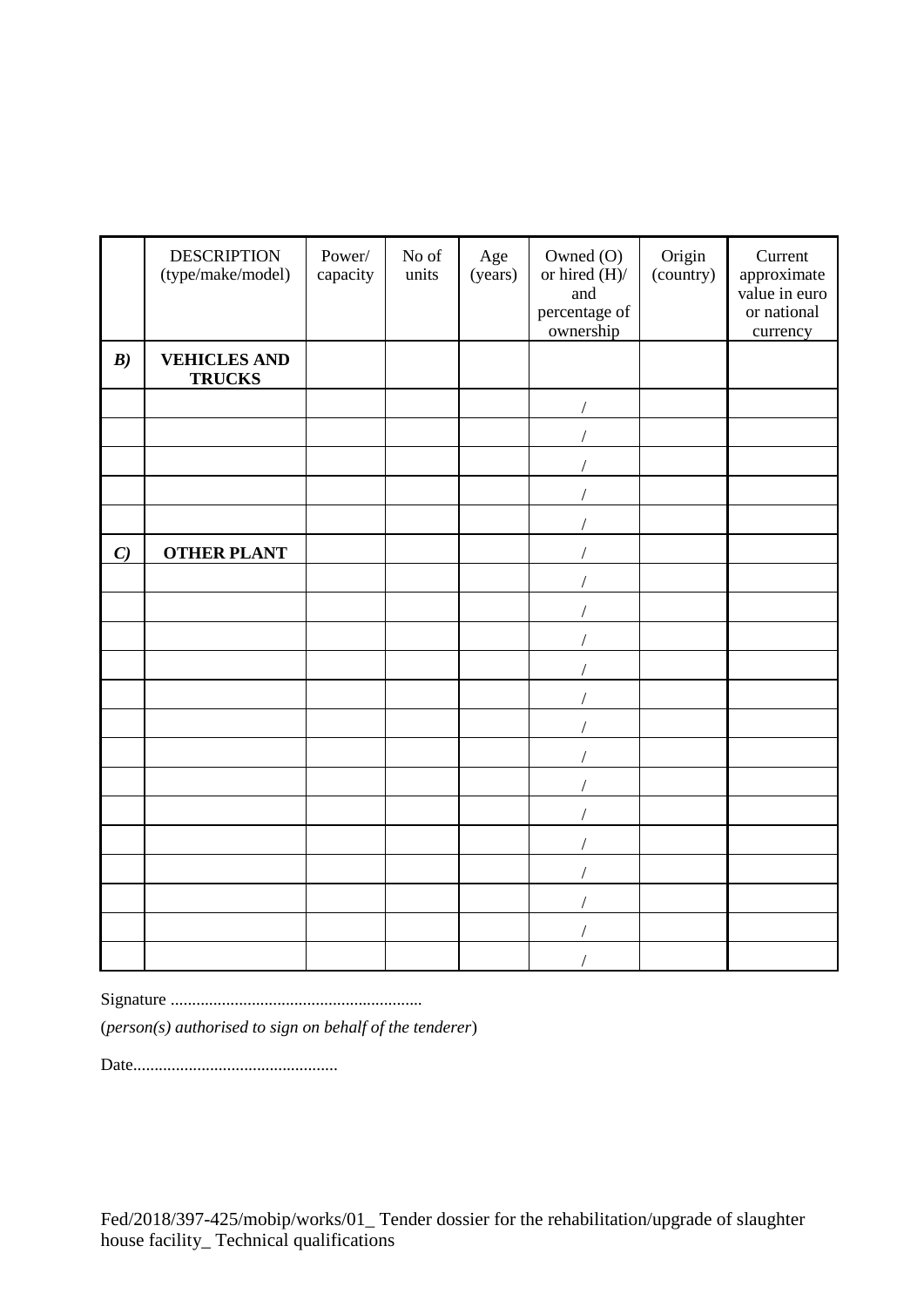| | DESCRIPTION (type/make/model) | Power/ capacity | No of units | Age (years) | Owned (O) or hired (H)/ and percentage of ownership | Origin (country) | Current approximate value in euro or national currency |
|---|---|---|---|---|---|---|---|
| ***B)*** | **VEHICLES AND TRUCKS** | | | | | | |
| | | | | | / | | |
| | | | | | / | | |
| | | | | | / | | |
| | | | | | / | | |
| | | | | | / | | |
| ***C)*** | **OTHER PLANT** | | | | / | | |
| | | | | | / | | |
| | | | | | / | | |
| | | | | | / | | |
| | | | | | / | | |
| | | | | | / | | |
| | | | | | / | | |
| | | | | | / | | |
| | | | | | / | | |
| | | | | | / | | |
| | | | | | / | | |
| | | | | | / | | |
| | | | | | / | | |
| | | | | | / | | |
| | | | | | / | | |

Signature ..........................................................

(*person(s) authorised to sign on behalf of the tenderer*)

Date................................................

Fed/2018/397-425/mobip/works/01_ Tender dossier for the rehabilitation/upgrade of slaughter house facility_ Technical qualifications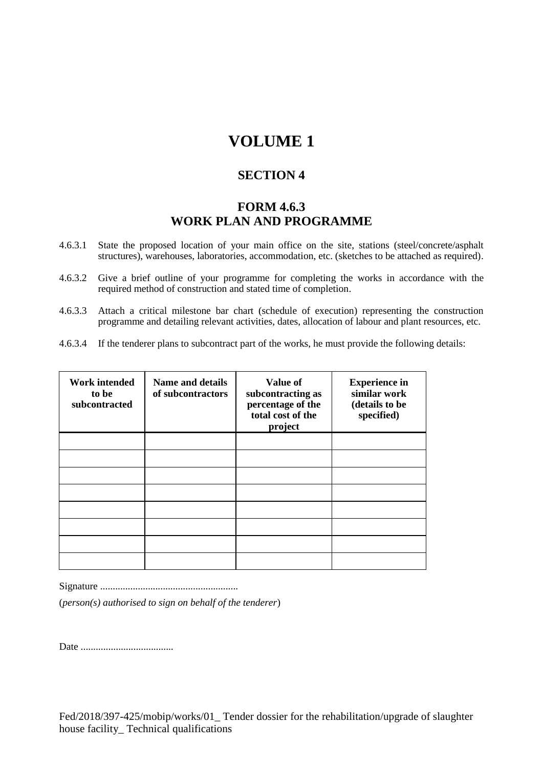# VOLUME 1

## SECTION 4

## FORM 4.6.3
## WORK PLAN AND PROGRAMME

4.6.3.1 State the proposed location of your main office on the site, stations (steel/concrete/asphalt structures), warehouses, laboratories, accommodation, etc. (sketches to be attached as required).

4.6.3.2 Give a brief outline of your programme for completing the works in accordance with the required method of construction and stated time of completion.

4.6.3.3 Attach a critical milestone bar chart (schedule of execution) representing the construction programme and detailing relevant activities, dates, allocation of labour and plant resources, etc.

4.6.3.4 If the tenderer plans to subcontract part of the works, he must provide the following details:

| Work intended to be subcontracted | Name and details of subcontractors | Value of subcontracting as percentage of the total cost of the project | Experience in similar work (details to be specified) |
|---|---|---|---|
| | | | |
| | | | |
| | | | |
| | | | |
| | | | |
| | | | |
| | | | |
| | | | |

Signature .......................................................

(*person(s) authorised to sign on behalf of the tenderer*)

Date .....................................

Fed/2018/397-425/mobip/works/01_ Tender dossier for the rehabilitation/upgrade of slaughter house facility_ Technical qualifications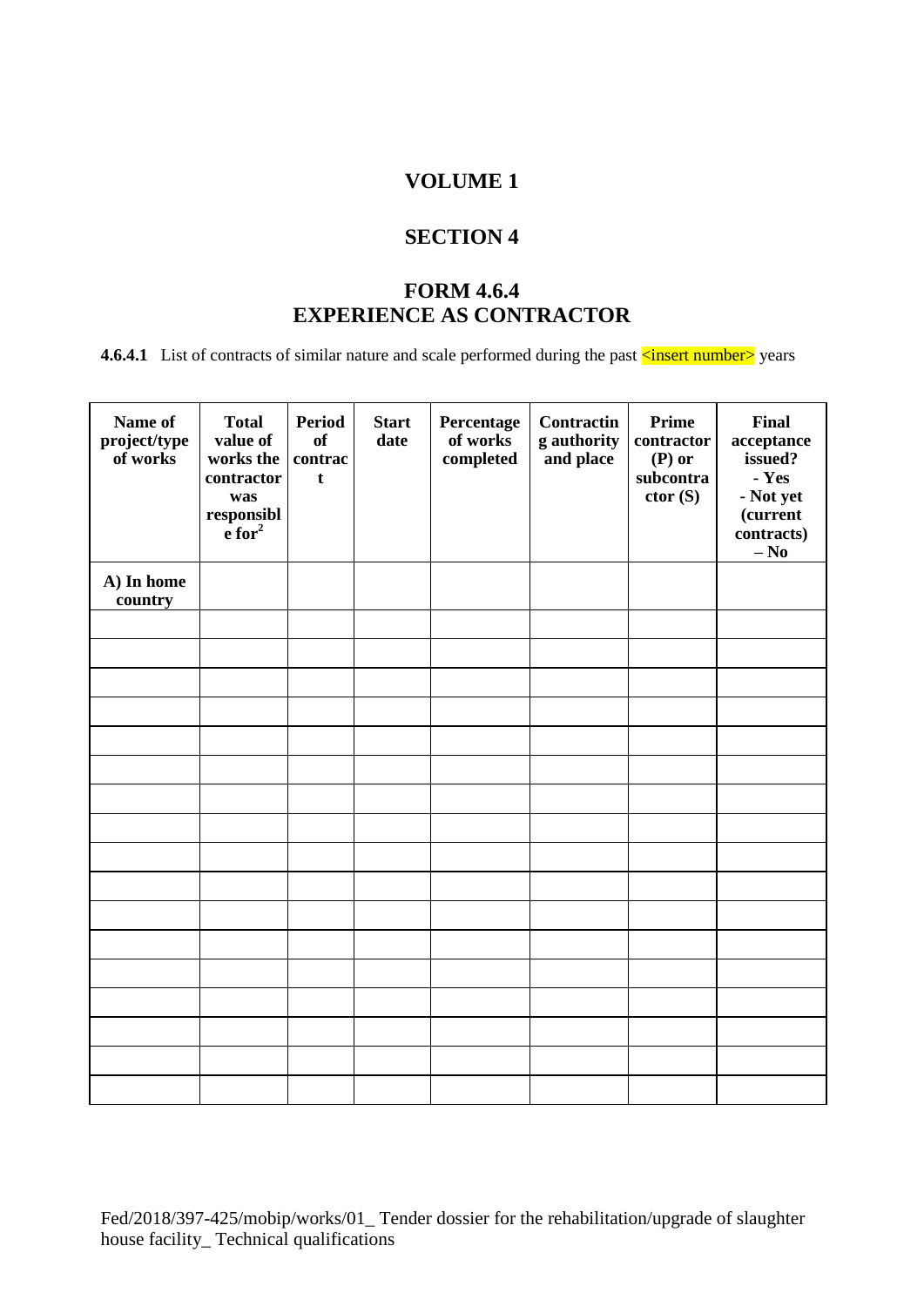# VOLUME 1

## SECTION 4

## FORM 4.6.4
## EXPERIENCE AS CONTRACTOR

**4.6.4.1** List of contracts of similar nature and scale performed during the past <insert number> years

| Name of project/type of works | Total value of works the contractor was responsible for[2] | Period of contract | Start date | Percentage of works completed | Contracting authority and place | Prime contractor (P) or subcontractor (S) | Final acceptance issued? - Yes - Not yet (current contracts) – No |
|---|---|---|---|---|---|---|---|
| **A) In home country** | | | | | | | |
| | | | | | | | |
| | | | | | | | |
| | | | | | | | |
| | | | | | | | |
| | | | | | | | |
| | | | | | | | |
| | | | | | | | |
| | | | | | | | |
| | | | | | | | |
| | | | | | | | |
| | | | | | | | |
| | | | | | | | |
| | | | | | | | |
| | | | | | | | |
| | | | | | | | |
| | | | | | | | |
| | | | | | | | |

Fed/2018/397-425/mobip/works/01_ Tender dossier for the rehabilitation/upgrade of slaughter house facility_ Technical qualifications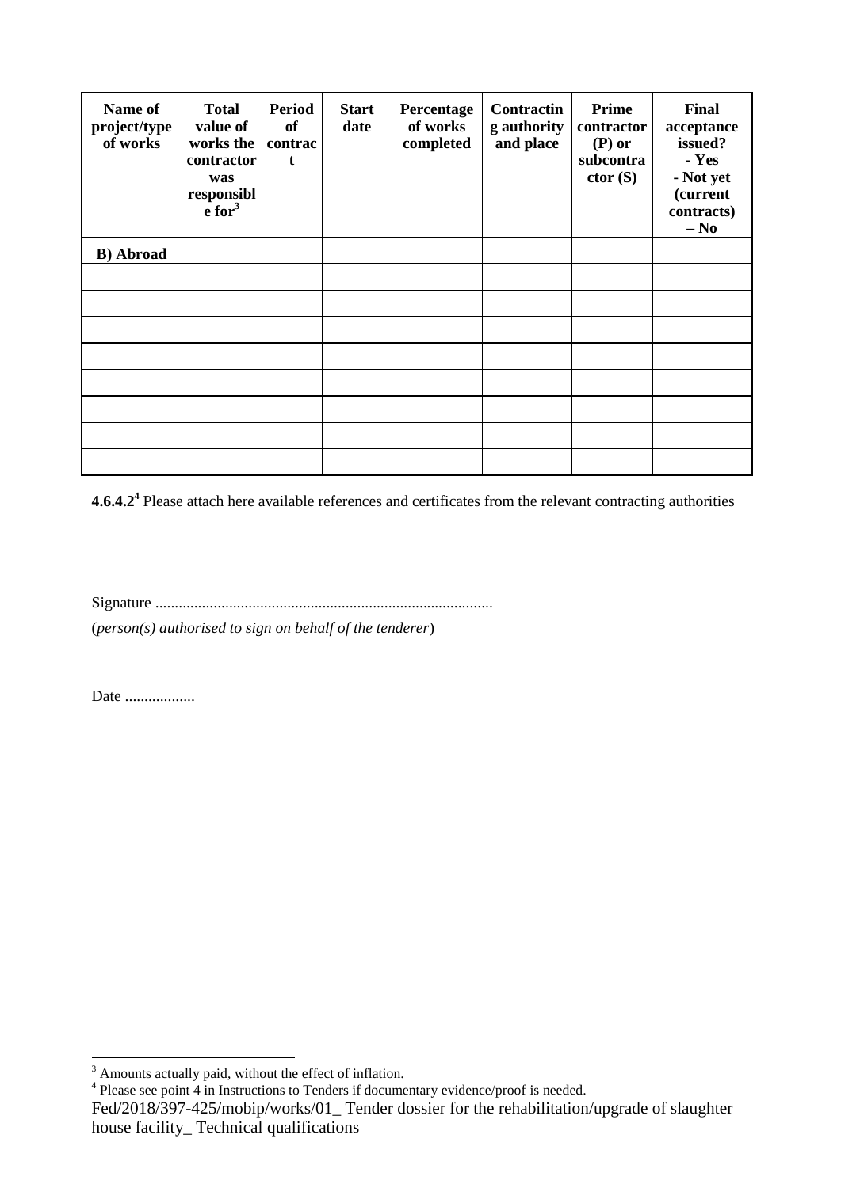| Name of project/type of works | Total value of works the contractor was responsible for[3] | Period of contract | Start date | Percentage of works completed | Contracting authority and place | Prime contractor (P) or subcontractor (S) | Final acceptance issued? - Yes - Not yet (current contracts) – No |
|---|---|---|---|---|---|---|---|
| **B) Abroad** | | | | | | | |
| | | | | | | | |
| | | | | | | | |
| | | | | | | | |
| | | | | | | | |
| | | | | | | | |
| | | | | | | | |
| | | | | | | | |
| | | | | | | | |

**4.6.4.2**[4] Please attach here available references and certificates from the relevant contracting authorities

Signature ......................................................................................

(*person(s) authorised to sign on behalf of the tenderer*)

Date ..................

---

[3] Amounts actually paid, without the effect of inflation.

[4] Please see point 4 in Instructions to Tenders if documentary evidence/proof is needed.

Fed/2018/397-425/mobip/works/01_ Tender dossier for the rehabilitation/upgrade of slaughter house facility_ Technical qualifications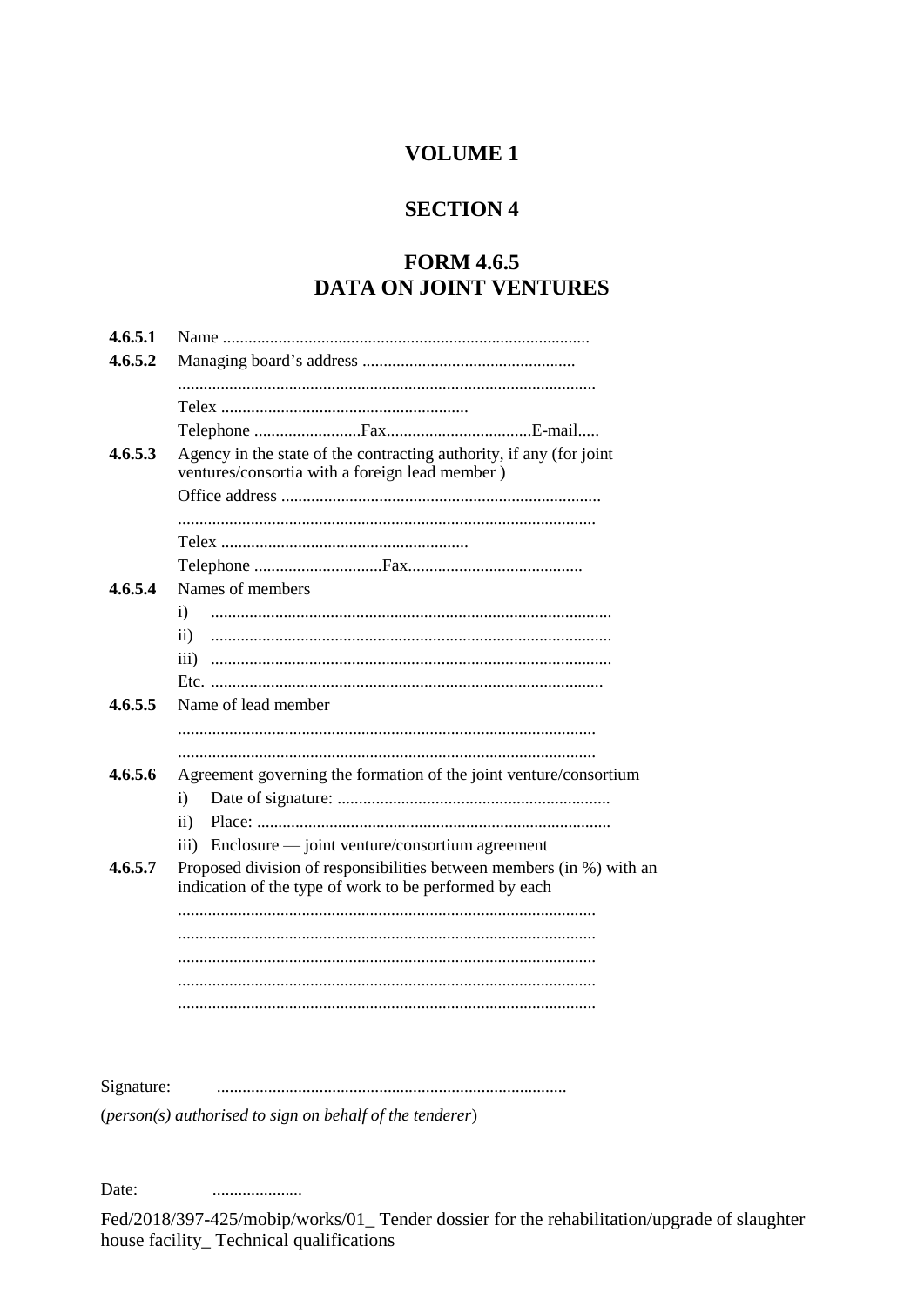# VOLUME 1

## SECTION 4

## FORM 4.6.5
## DATA ON JOINT VENTURES

**4.6.5.1** Name .....................................................................................

**4.6.5.2** Managing board's address ..................................................

.................................................................................................

Telex ..........................................................

Telephone .........................Fax..................................E-mail.....

**4.6.5.3** Agency in the state of the contracting authority, if any (for joint ventures/consortia with a foreign lead member )

Office address ..........................................................................

.................................................................................................

Telex ..........................................................

Telephone ..............................Fax.........................................

**4.6.5.4** Names of members

i) ............................................................................................

ii) ............................................................................................

iii) ............................................................................................

Etc. ...........................................................................................

**4.6.5.5** Name of lead member

.................................................................................................

.................................................................................................

**4.6.5.6** Agreement governing the formation of the joint venture/consortium

i) Date of signature: ...............................................................

ii) Place: ..................................................................................

iii) Enclosure — joint venture/consortium agreement

**4.6.5.7** Proposed division of responsibilities between members (in %) with an indication of the type of work to be performed by each

.................................................................................................

.................................................................................................

.................................................................................................

.................................................................................................

.................................................................................................

Signature: .................................................................................

(*person(s) authorised to sign on behalf of the tenderer*)

Date: .....................

Fed/2018/397-425/mobip/works/01_ Tender dossier for the rehabilitation/upgrade of slaughter house facility_ Technical qualifications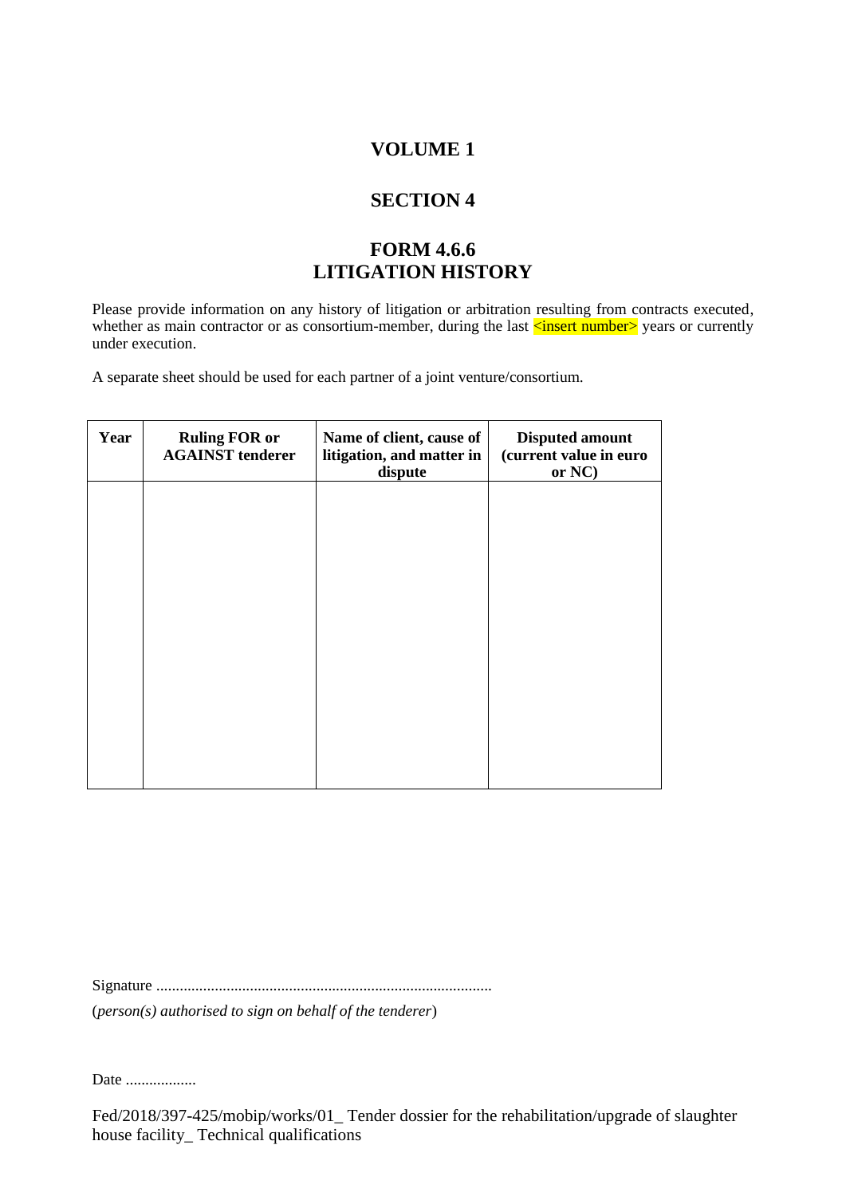# VOLUME 1

## SECTION 4

## FORM 4.6.6
## LITIGATION HISTORY

Please provide information on any history of litigation or arbitration resulting from contracts executed, whether as main contractor or as consortium-member, during the last <insert number> years or currently under execution.

A separate sheet should be used for each partner of a joint venture/consortium.

| Year | Ruling FOR or AGAINST tenderer | Name of client, cause of litigation, and matter in dispute | Disputed amount (current value in euro or NC) |
|---|---|---|---|
| | | | |

Signature .....................................................................................
(*person(s) authorised to sign on behalf of the tenderer*)

Date ..................

Fed/2018/397-425/mobip/works/01_ Tender dossier for the rehabilitation/upgrade of slaughter house facility_ Technical qualifications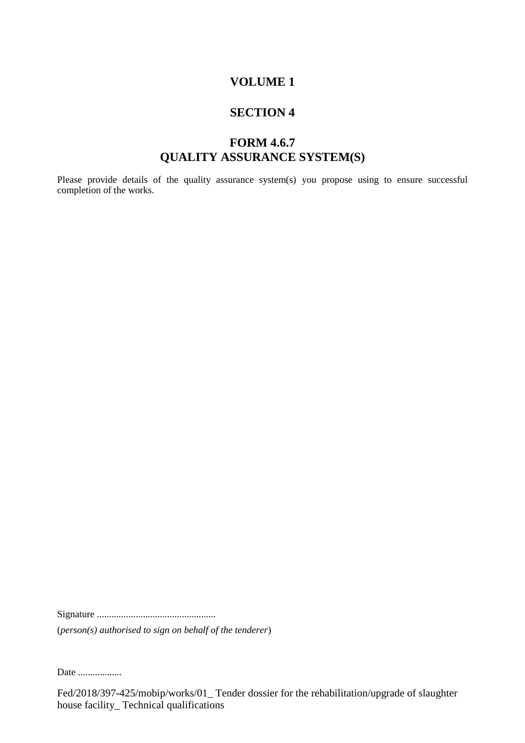# VOLUME 1

## SECTION 4

### FORM 4.6.7
### QUALITY ASSURANCE SYSTEM(S)

Please provide details of the quality assurance system(s) you propose using to ensure successful completion of the works.

Signature ................................................

(*person(s) authorised to sign on behalf of the tenderer*)

Date ..................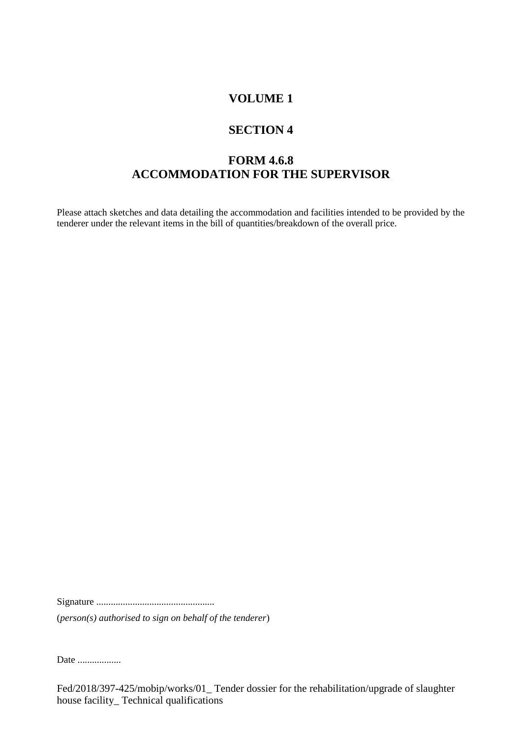# VOLUME 1

## SECTION 4

## FORM 4.6.8
## ACCOMMODATION FOR THE SUPERVISOR

Please attach sketches and data detailing the accommodation and facilities intended to be provided by the tenderer under the relevant items in the bill of quantities/breakdown of the overall price.

Signature ................................................

(*person(s) authorised to sign on behalf of the tenderer*)

Date ..................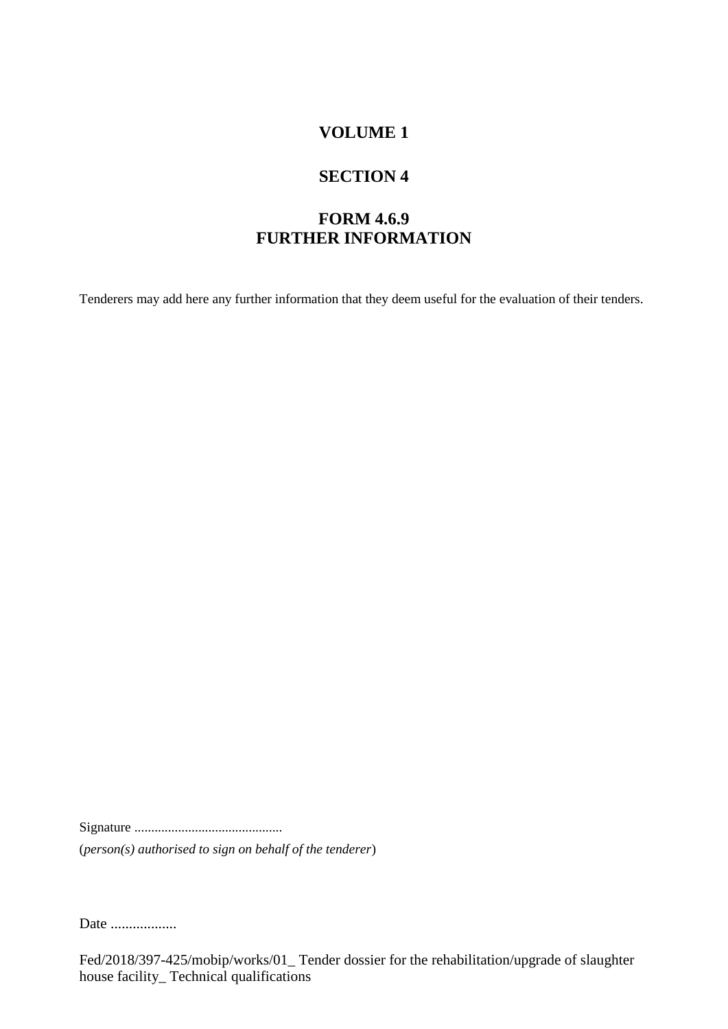# VOLUME 1

# SECTION 4

# FORM 4.6.9
# FURTHER INFORMATION

Tenderers may add here any further information that they deem useful for the evaluation of their tenders.

Signature ............................................

(*person(s) authorised to sign on behalf of the tenderer*)

Date ..................